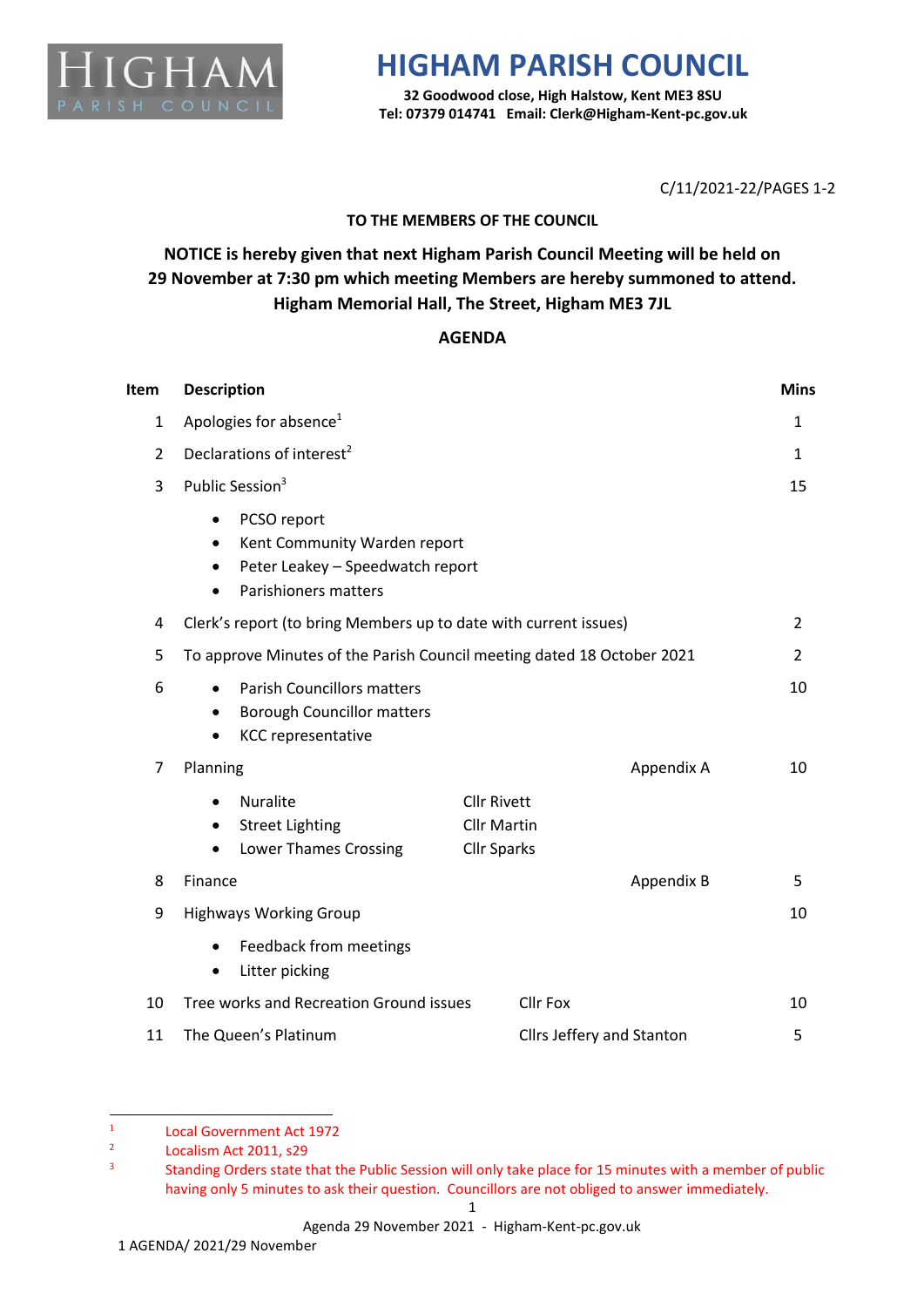# HIGHAM PARISH COUNCIL

**32 Goodwood close, High Halstow, Kent ME3 8SU**
**Tel: 07379 014741 Email: Clerk@Higham-Kent-pc.gov.uk**

C/11/2021-22/PAGES 1-2

**TO THE MEMBERS OF THE COUNCIL**

**NOTICE is hereby given that next Higham Parish Council Meeting will be held on 29 November at 7:30 pm which meeting Members are hereby summoned to attend. Higham Memorial Hall, The Street, Higham ME3 7JL**

## AGENDA

| Item | Description | | | Mins |
|---|---|---|---|---|
| 1 | Apologies for absence[1] | | | 1 |
| 2 | Declarations of interest[2] | | | 1 |
| 3 | Public Session[3]<br>• PCSO report<br>• Kent Community Warden report<br>• Peter Leakey – Speedwatch report<br>• Parishioners matters | | | 15 |
| 4 | Clerk's report (to bring Members up to date with current issues) | | | 2 |
| 5 | To approve Minutes of the Parish Council meeting dated 18 October 2021 | | | 2 |
| 6 | • Parish Councillors matters<br>• Borough Councillor matters<br>• KCC representative | | | 10 |
| 7 | Planning<br>• Nuralite<br>• Street Lighting<br>• Lower Thames Crossing | <br>Cllr Rivett<br>Cllr Martin<br>Cllr Sparks | Appendix A | 10 |
| 8 | Finance | | Appendix B | 5 |
| 9 | Highways Working Group<br>• Feedback from meetings<br>• Litter picking | | | 10 |
| 10 | Tree works and Recreation Ground issues | Cllr Fox | | 10 |
| 11 | The Queen's Platinum | Cllrs Jeffery and Stanton | | 5 |

---

[1] Local Government Act 1972
[2] Localism Act 2011, s29
[3] Standing Orders state that the Public Session will only take place for 15 minutes with a member of public having only 5 minutes to ask their question. Councillors are not obliged to answer immediately.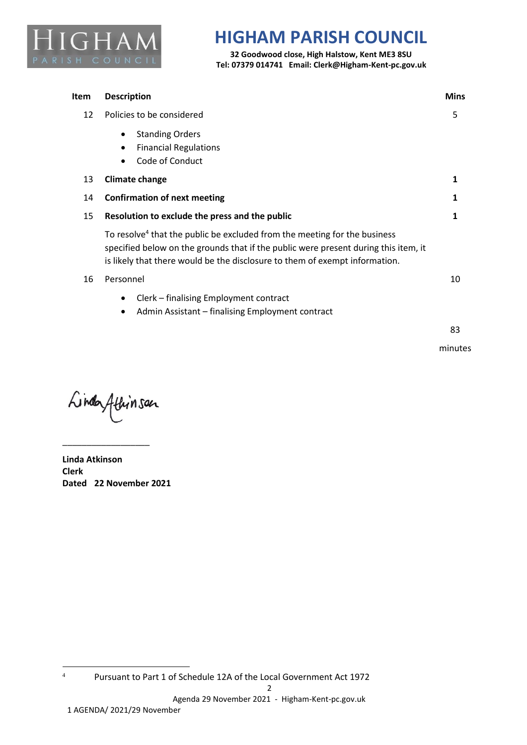# HIGHAM PARISH COUNCIL

**32 Goodwood close, High Halstow, Kent ME3 8SU**
**Tel: 07379 014741 Email: Clerk@Higham-Kent-pc.gov.uk**

| Item | Description | Mins |
|---|---|---|
| 12 | Policies to be considered<br>• Standing Orders<br>• Financial Regulations<br>• Code of Conduct | 5 |
| 13 | **Climate change** | **1** |
| 14 | **Confirmation of next meeting** | **1** |
| 15 | **Resolution to exclude the press and the public**<br>To resolve[4] that the public be excluded from the meeting for the business specified below on the grounds that if the public were present during this item, it is likely that there would be the disclosure to them of exempt information. | **1** |
| 16 | Personnel<br>• Clerk – finalising Employment contract<br>• Admin Assistant – finalising Employment contract | 10 |
| | | 83 minutes |

Linda Atkinson

___________________

**Linda Atkinson**
**Clerk**
**Dated 22 November 2021**

[4] Pursuant to Part 1 of Schedule 12A of the Local Government Act 1972